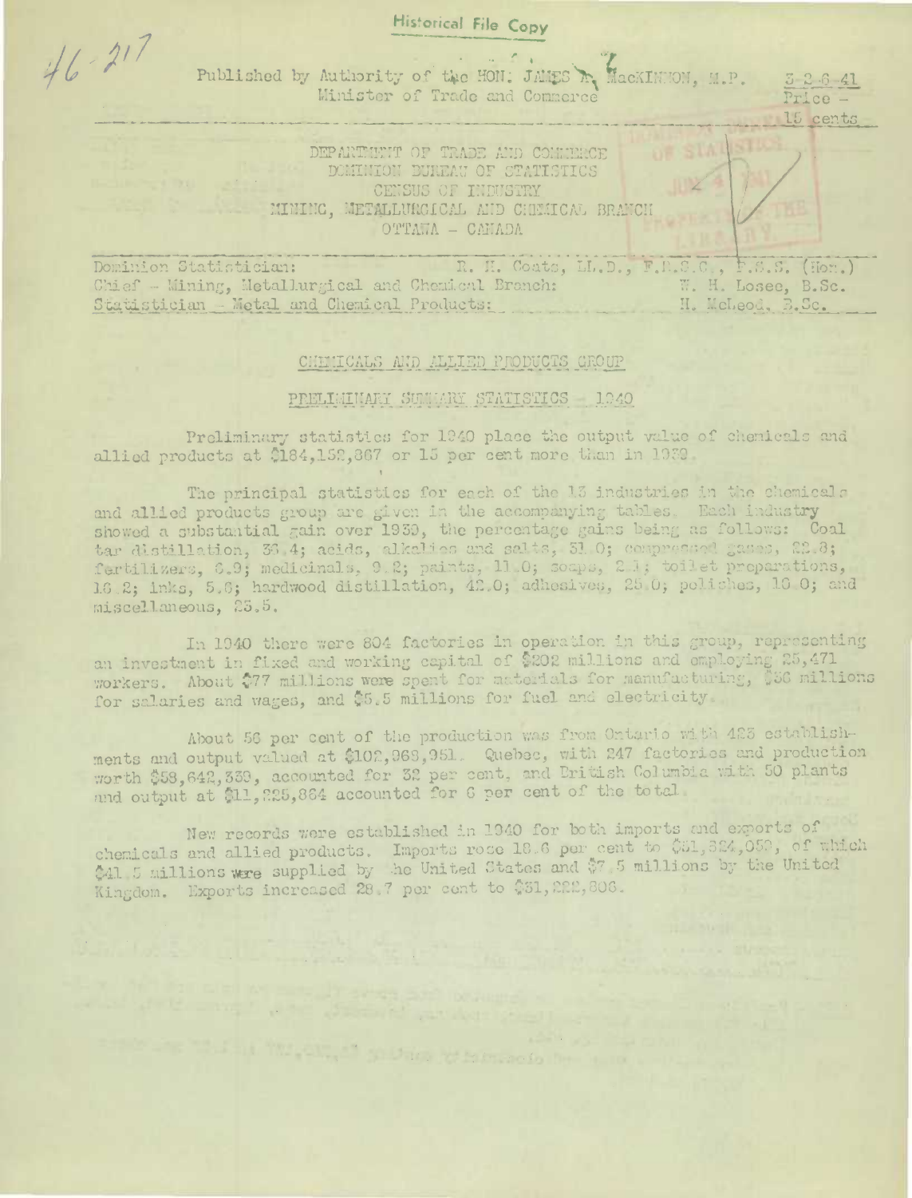Historical File Copy

46-217

Published by Authority of the HON. JAMES A. MacKINNON, M.P.
Minister of Trade and Commerce

5-2-6-41
Price - 15 cents

DEPARTMENT OF TRADE AND COMMERCE
DOMINION BUREAU OF STATISTICS
CENSUS OF INDUSTRY
MINING, METALLURGICAL AND CHEMICAL BRANCH
OTTAWA - CANADA

Dominion Statistician: R. H. Coats, LL.D., F.R.S.C., F.S.S. (Hon.)
Chief - Mining, Metallurgical and Chemical Branch: W. H. Losee, B.Sc.
Statistician - Metal and Chemical Products: H. McLeod, B.Sc.

## CHEMICALS AND ALLIED PRODUCTS GROUP

## PRELIMINARY SUMMARY STATISTICS - 1940

Preliminary statistics for 1940 place the output value of chemicals and allied products at $184,152,367 or 15 per cent more than in 1939.

The principal statistics for each of the 13 industries in the chemicals and allied products group are given in the accompanying tables. Each industry showed a substantial gain over 1939, the percentage gains being as follows: Coal tar distillation, 36.4; acids, alkalies and salts, 31.0; compressed gases, 22.8; fertilizers, 6.9; medicinals, 9.2; paints, 11.0; soaps, 2.1; toilet preparations, 16.2; inks, 5.6; hardwood distillation, 42.0; adhesives, 25.0; polishes, 16.0; and miscellaneous, 25.5.

In 1940 there were 804 factories in operation in this group, representing an investment in fixed and working capital of $202 millions and employing 25,471 workers. About $77 millions were spent for materials for manufacturing, $36 millions for salaries and wages, and $5.5 millions for fuel and electricity.

About 56 per cent of the production was from Ontario with 423 establishments and output valued at $102,969,951. Quebec, with 247 factories and production worth $58,642,339, accounted for 32 per cent, and British Columbia with 50 plants and output at $11,225,864 accounted for 6 per cent of the total.

New records were established in 1940 for both imports and exports of chemicals and allied products. Imports rose 18.6 per cent to $51,324,059, of which $41.5 millions were supplied by the United States and $7.5 millions by the United Kingdom. Exports increased 28.7 per cent to $31,222,806.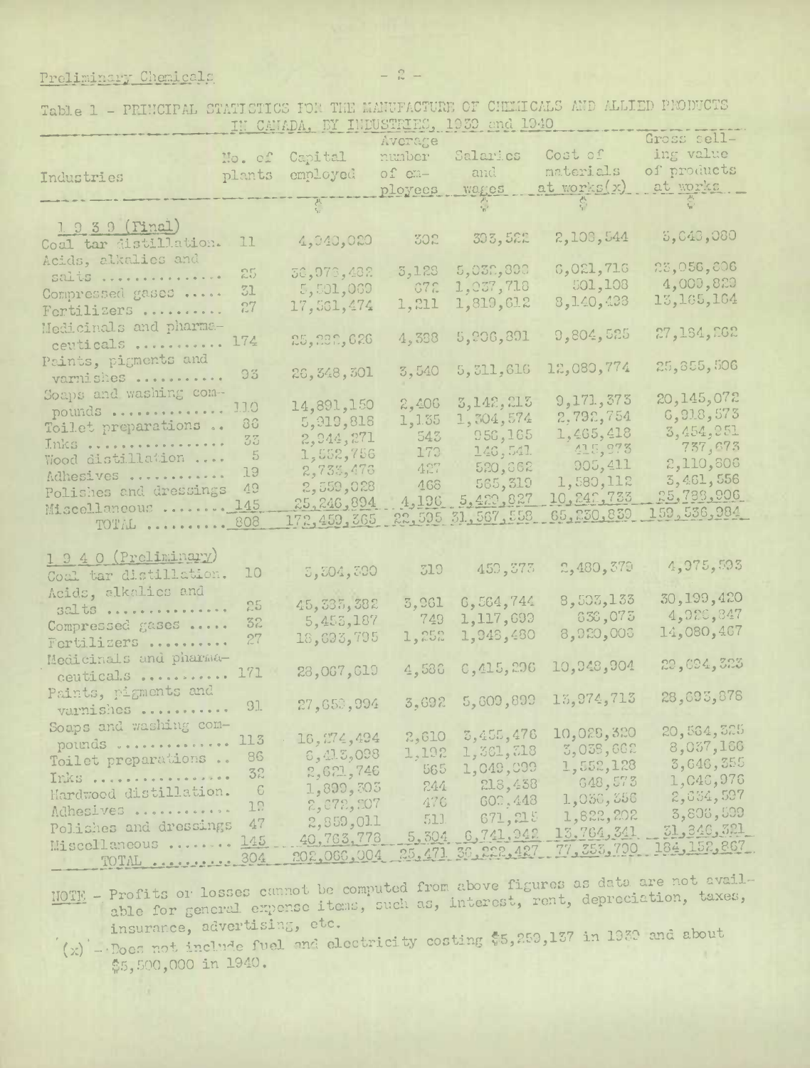Preliminary Chemicals

Table 1 - PRINCIPAL STATISTICS FOR THE MANUFACTURE OF CHEMICALS AND ALLIED PRODUCTS IN CANADA, BY INDUSTRIES, 1939 and 1940

| Industries | No. of plants | Capital employed | Average number of employees | Salaries and wages | Cost of materials at works(x) | Gross selling value of products at works |
|---|---|---|---|---|---|---|
| | | $ | | $ | $ | $ |
| **1 9 3 9 (Final)** | | | | | | |
| Coal tar distillation | 11 | 4,940,020 | 302 | 393,522 | 2,108,544 | 3,043,080 |
| Acids, alkalies and salts | 25 | 38,978,482 | 3,128 | 5,032,893 | 8,021,716 | 23,056,806 |
| Compressed gases | 31 | 5,501,069 | 872 | 1,037,718 | 501,108 | 4,003,829 |
| Fertilizers | 27 | 17,361,474 | 1,211 | 1,819,612 | 8,140,438 | 13,165,164 |
| Medicinals and pharmaceuticals | 174 | 25,282,626 | 4,388 | 5,906,801 | 9,804,525 | 27,184,262 |
| Paints, pigments and varnishes | 93 | 26,348,301 | 3,540 | 5,311,616 | 12,080,774 | 25,855,506 |
| Soaps and washing compounds | 110 | 14,891,150 | 2,406 | 3,142,213 | 9,171,373 | 20,145,072 |
| Toilet preparations | 86 | 5,919,818 | 1,135 | 1,304,574 | 2,792,754 | 6,918,573 |
| Inks | 33 | 2,344,271 | 543 | 956,165 | 1,465,418 | 3,454,251 |
| Wood distillation | 5 | 1,552,756 | 179 | 146,541 | 415,273 | 737,673 |
| Adhesives | 19 | 2,733,476 | 427 | 520,862 | 905,411 | 2,110,808 |
| Polishes and dressings | 49 | 2,559,028 | 466 | 565,319 | 1,580,112 | 3,461,556 |
| Miscellaneous | 145 | 25,246,894 | 4,196 | 5,429,827 | 10,242,733 | 25,798,906 |
| TOTAL | 808 | 172,459,365 | 22,595 | 31,567,558 | 65,230,830 | 159,536,984 |
| **1 9 4 0 (Preliminary)** | | | | | | |
| Coal tar distillation | 10 | 5,304,300 | 319 | 453,373 | 2,480,379 | 4,975,593 |
| Acids, alkalies and salts | 25 | 45,335,382 | 3,961 | 6,564,744 | 8,503,133 | 30,199,420 |
| Compressed gases | 32 | 5,453,187 | 749 | 1,117,699 | 638,073 | 4,926,847 |
| Fertilizers | 27 | 18,693,795 | 1,252 | 1,948,480 | 8,920,008 | 14,080,467 |
| Medicinals and pharmaceuticals | 171 | 28,067,619 | 4,586 | 6,415,296 | 10,948,904 | 29,694,323 |
| Paints, pigments and varnishes | 91 | 27,653,994 | 3,692 | 5,609,899 | 13,974,713 | 28,693,876 |
| Soaps and washing compounds | 113 | 16,274,494 | 2,610 | 3,455,476 | 10,029,320 | 20,564,325 |
| Toilet preparations | 86 | 6,413,098 | 1,192 | 1,361,318 | 3,038,662 | 8,037,166 |
| Inks | 32 | 2,621,746 | 565 | 1,049,099 | 1,552,128 | 3,646,355 |
| Hardwood distillation | 6 | 1,899,303 | 244 | 218,438 | 648,573 | 1,046,976 |
| Adhesives | 19 | 2,872,207 | 476 | 602,448 | 1,036,356 | 2,654,597 |
| Polishes and dressings | 47 | 2,859,011 | 511 | 671,215 | 1,822,202 | 3,808,599 |
| Miscellaneous | 145 | 40,763,778 | 5,304 | 6,741,942 | 13,764,341 | 31,346,321 |
| TOTAL | 804 | 202,066,004 | 25,471 | 36,222,427 | 77,353,790 | 184,152,867 |

NOTE - Profits or losses cannot be computed from above figures as data are not available for general expense items, such as, interest, rent, depreciation, taxes, insurance, advertising, etc.

(x) - Does not include fuel and electricity costing $5,259,137 in 1939 and about $5,500,000 in 1940.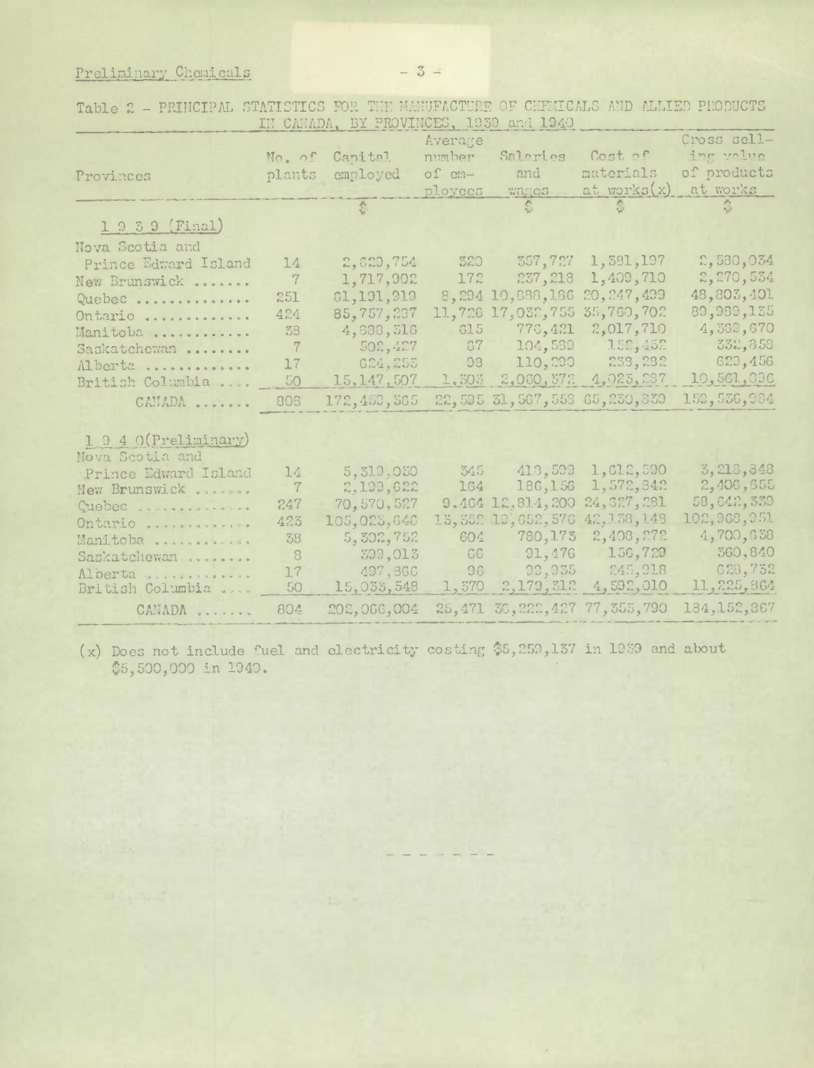Table 2 - PRINCIPAL STATISTICS FOR THE MANUFACTURE OF CHEMICALS AND ALLIED PRODUCTS IN CANADA, BY PROVINCES, 1939 and 1940

| Provinces | No. of plants | Capital employed | Average number of employees | Salaries and wages | Cost of materials at works(x) | Gross selling value of products at works |
|---|---|---|---|---|---|---|
| | | $ | | $ | $ | $ |
| **1 9 3 9 (Final)** | | | | | | |
| Nova Scotia and Prince Edward Island | 14 | 2,829,754 | 320 | 357,727 | 1,381,197 | 2,580,034 |
| New Brunswick ....... | 7 | 1,717,902 | 172 | 237,218 | 1,409,710 | 2,270,534 |
| Quebec .............. | 251 | 61,191,919 | 8,294 | 10,888,186 | 20,247,499 | 48,803,401 |
| Ontario ............. | 424 | 85,757,237 | 11,726 | 17,032,755 | 35,769,702 | 80,989,135 |
| Manitoba ............ | 38 | 4,888,316 | 615 | 776,421 | 2,017,710 | 4,582,670 |
| Saskatchewan ........ | 7 | 502,427 | 67 | 104,589 | 152,452 | 332,858 |
| Alberta ............. | 17 | 624,253 | 98 | 110,290 | 238,282 | 620,456 |
| British Columbia .... | 50 | 15,147,507 | 1,303 | 2,060,372 | 4,023,287 | 10,561,896 |
| CANADA ....... | 808 | 172,452,365 | 22,595 | 31,567,558 | 65,230,839 | 150,536,984 |
| **1 9 4 0 (Preliminary)** | | | | | | |
| Nova Scotia and Prince Edward Island | 14 | 5,310,050 | 345 | 413,599 | 1,612,590 | 3,218,848 |
| New Brunswick ....... | 7 | 2,199,622 | 164 | 186,156 | 1,572,842 | 2,406,655 |
| Quebec .............. | 247 | 70,570,527 | 9,464 | 12,814,200 | 24,627,281 | 58,642,339 |
| Ontario ............. | 423 | 105,023,646 | 13,552 | 19,652,576 | 42,138,148 | 102,968,251 |
| Manitoba ............ | 38 | 5,302,752 | 604 | 780,173 | 2,408,272 | 4,700,638 |
| Saskatchewan ........ | 8 | 309,013 | 66 | 91,476 | 156,729 | 360,840 |
| Alberta ............. | 17 | 497,366 | 98 | 99,935 | 245,918 | 628,732 |
| British Columbia .... | 50 | 15,033,548 | 1,370 | 2,179,312 | 4,592,010 | 11,225,864 |
| CANADA ....... | 804 | 202,066,004 | 25,471 | 36,222,427 | 77,353,790 | 184,152,867 |

(x) Does not include fuel and electricity costing $5,259,137 in 1939 and about $5,500,000 in 1940.

- - - - - - -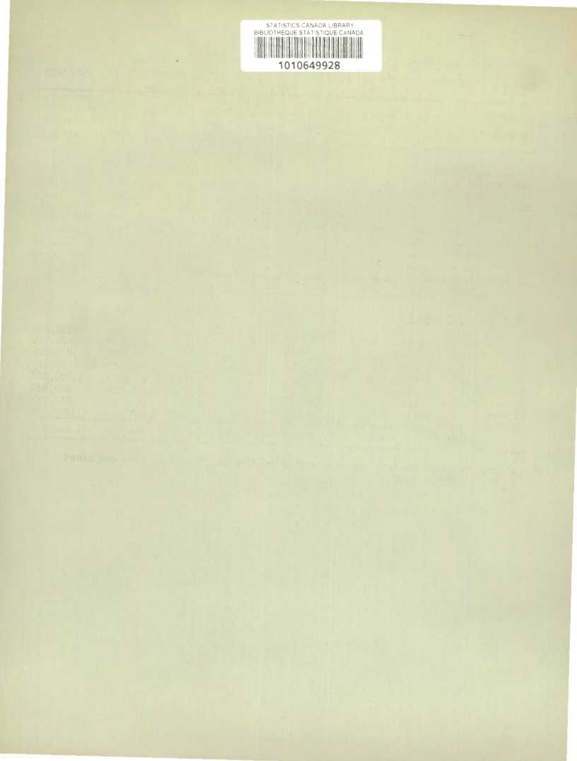STATISTICS CANADA LIBRARY
BIBLIOTHÈQUE STATISTIQUE CANADA

1010649928